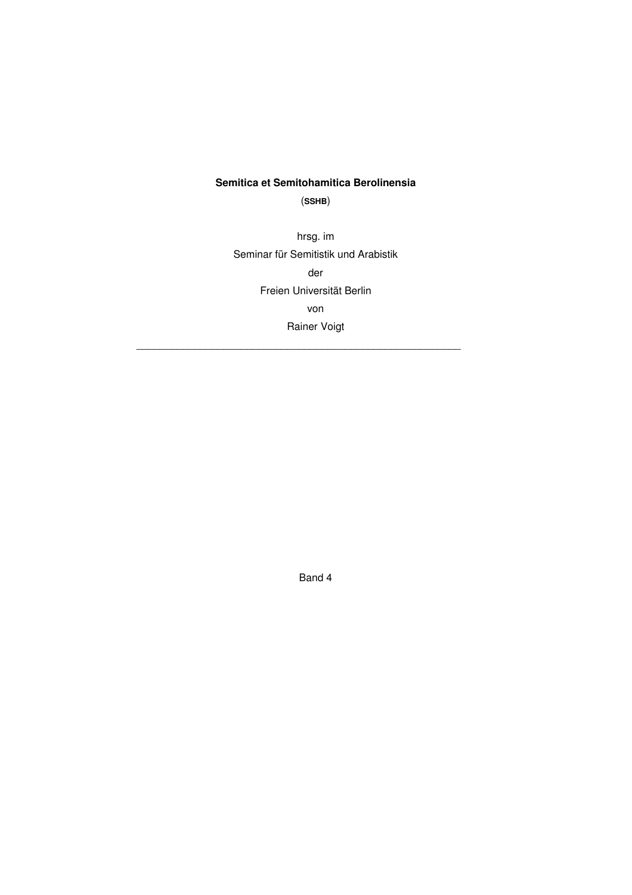**Semitica et Semitohamitica Berolinensia**

(**SSHB**)

hrsg. im

Seminar für Semitistik und Arabistik

der

Freien Universität Berlin

von

Rainer Voigt

---

Band 4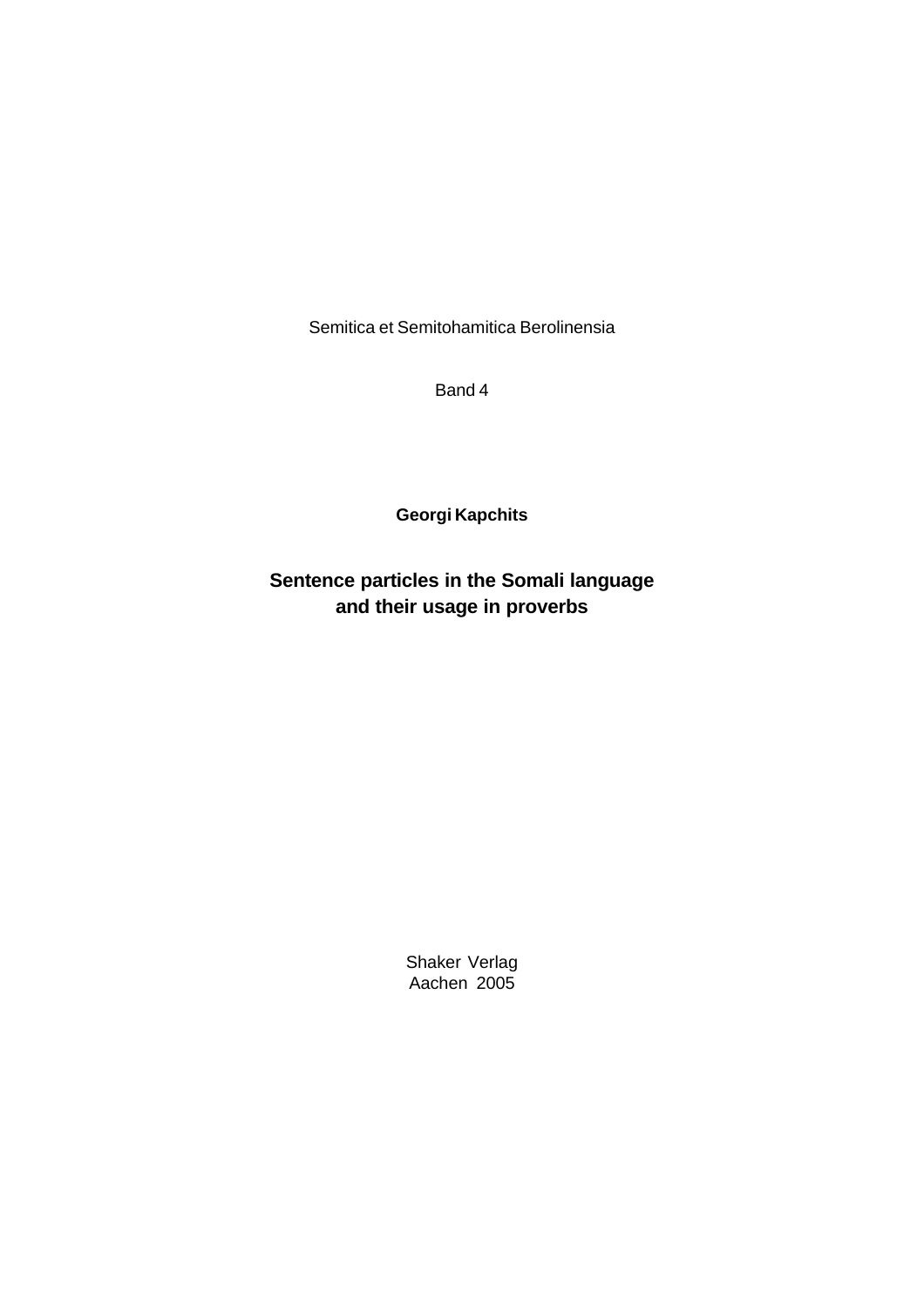Semitica et Semitohamitica Berolinensia

Band 4

**Georgi Kapchits**

# Sentence particles in the Somali language and their usage in proverbs

Shaker Verlag
Aachen 2005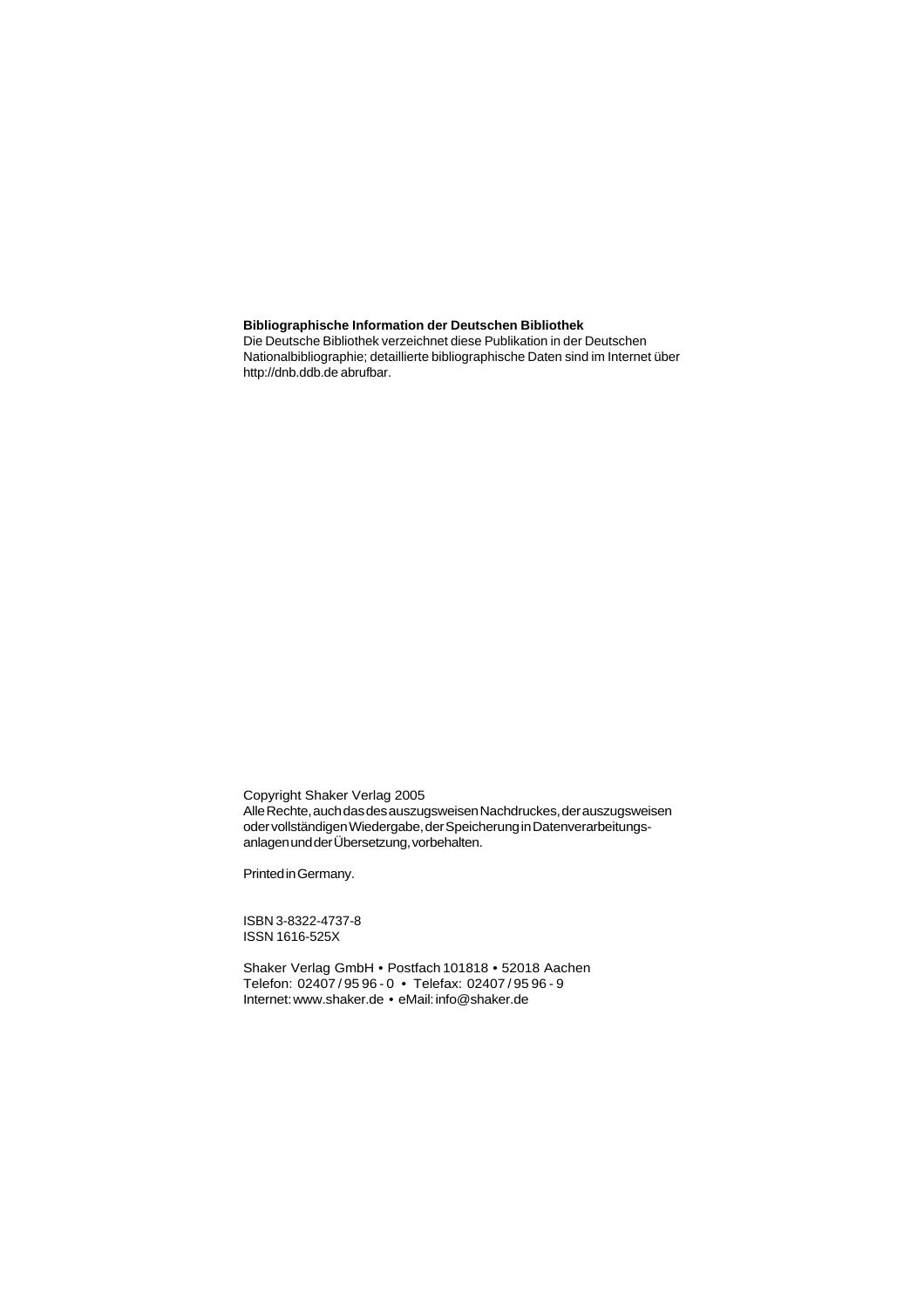**Bibliographische Information der Deutschen Bibliothek**
Die Deutsche Bibliothek verzeichnet diese Publikation in der Deutschen Nationalbibliographie; detaillierte bibliographische Daten sind im Internet über http://dnb.ddb.de abrufbar.

Copyright Shaker Verlag 2005
Alle Rechte, auch das des auszugsweisen Nachdruckes, der auszugsweisen oder vollständigen Wiedergabe, der Speicherung in Datenverarbeitungsanlagen und der Übersetzung, vorbehalten.

Printed in Germany.

ISBN 3-8322-4737-8
ISSN 1616-525X

Shaker Verlag GmbH • Postfach 101818 • 52018 Aachen
Telefon: 02407 / 95 96 - 0 • Telefax: 02407 / 95 96 - 9
Internet: www.shaker.de • eMail: info@shaker.de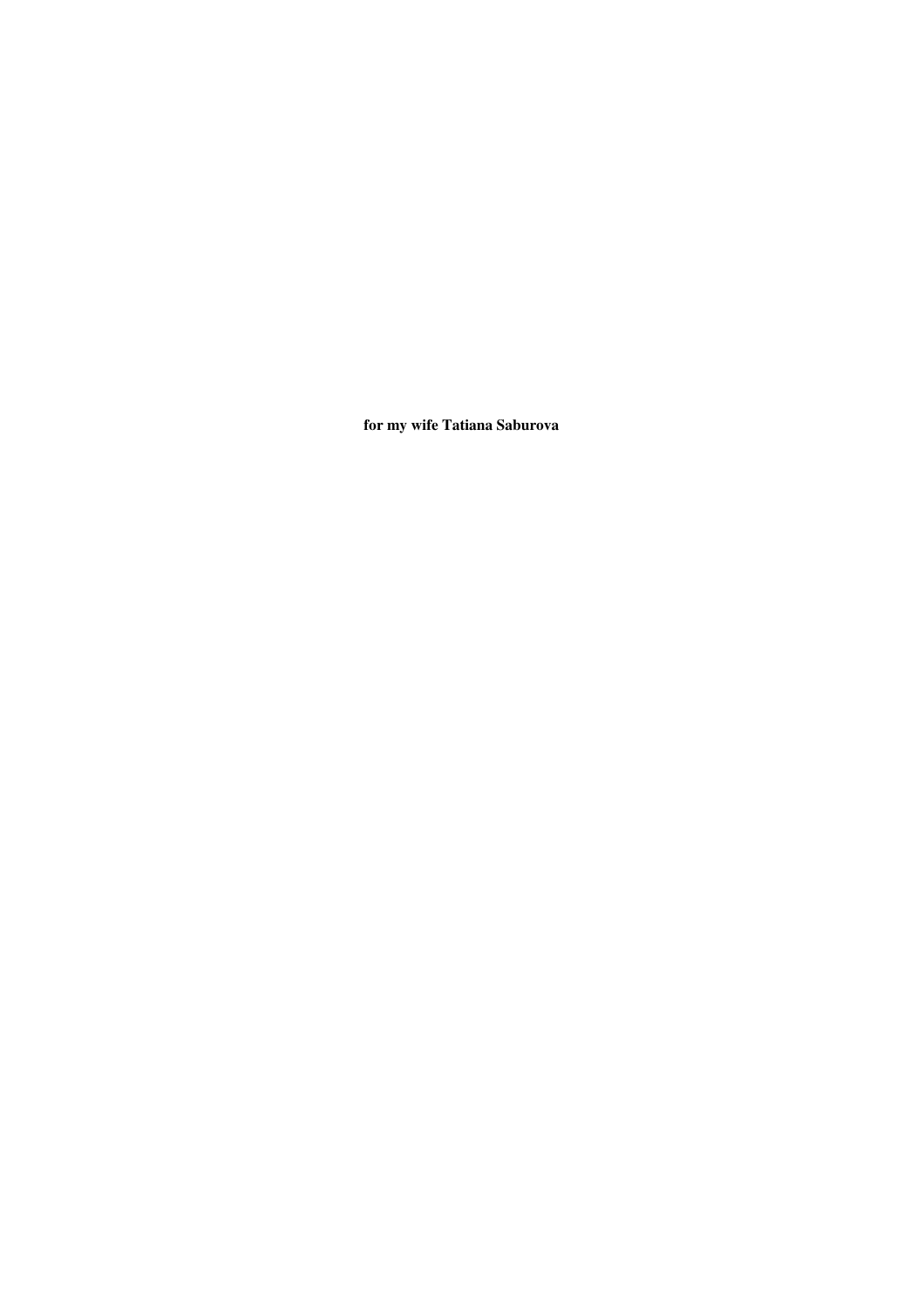**for my wife Tatiana Saburova**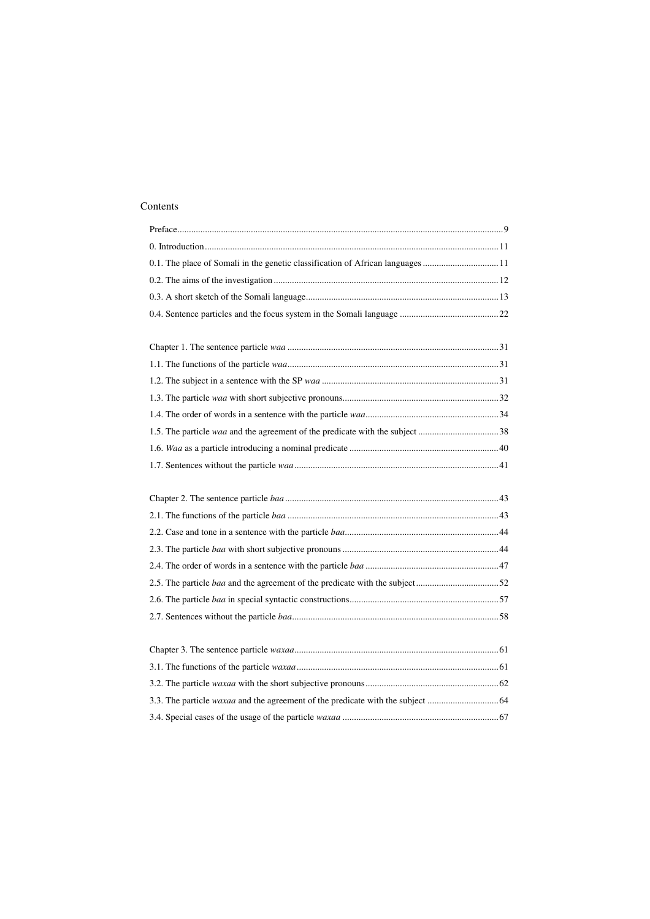# Contents

Preface ... 9

0. Introduction ... 11

0.1. The place of Somali in the genetic classification of African languages ... 11

0.2. The aims of the investigation ... 12

0.3. A short sketch of the Somali language ... 13

0.4. Sentence particles and the focus system in the Somali language ... 22

Chapter 1. The sentence particle *waa* ... 31

1.1. The functions of the particle *waa* ... 31

1.2. The subject in a sentence with the SP *waa* ... 31

1.3. The particle *waa* with short subjective pronouns ... 32

1.4. The order of words in a sentence with the particle *waa* ... 34

1.5. The particle *waa* and the agreement of the predicate with the subject ... 38

1.6. *Waa* as a particle introducing a nominal predicate ... 40

1.7. Sentences without the particle *waa* ... 41

Chapter 2. The sentence particle *baa* ... 43

2.1. The functions of the particle *baa* ... 43

2.2. Case and tone in a sentence with the particle *baa* ... 44

2.3. The particle *baa* with short subjective pronouns ... 44

2.4. The order of words in a sentence with the particle *baa* ... 47

2.5. The particle *baa* and the agreement of the predicate with the subject ... 52

2.6. The particle *baa* in special syntactic constructions ... 57

2.7. Sentences without the particle *baa* ... 58

Chapter 3. The sentence particle *waxaa* ... 61

3.1. The functions of the particle *waxaa* ... 61

3.2. The particle *waxaa* with the short subjective pronouns ... 62

3.3. The particle *waxaa* and the agreement of the predicate with the subject ... 64

3.4. Special cases of the usage of the particle *waxaa* ... 67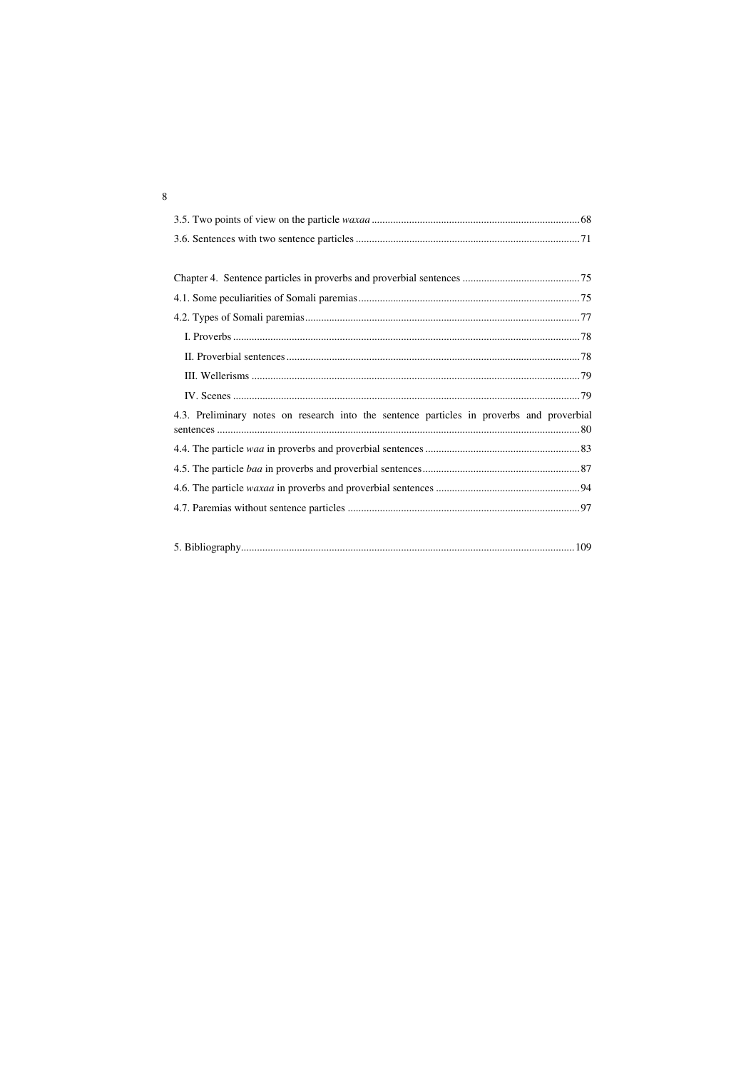3.5. Two points of view on the particle *waxaa* ............................................................................. 68

3.6. Sentences with two sentence particles ................................................................................... 71

Chapter 4. Sentence particles in proverbs and proverbial sentences ............................................ 75

4.1. Some peculiarities of Somali paremias .................................................................................. 75

4.2. Types of Somali paremias ...................................................................................................... 77

I. Proverbs ................................................................................................................................ 78

II. Proverbial sentences ............................................................................................................ 78

III. Wellerisms .......................................................................................................................... 79

IV. Scenes ................................................................................................................................ 79

4.3. Preliminary notes on research into the sentence particles in proverbs and proverbial sentences ...................................................................................................................................... 80

4.4. The particle *waa* in proverbs and proverbial sentences .......................................................... 83

4.5. The particle *baa* in proverbs and proverbial sentences ........................................................... 87

4.6. The particle *waxaa* in proverbs and proverbial sentences ...................................................... 94

4.7. Paremias without sentence particles ....................................................................................... 97

5. Bibliography ............................................................................................................................ 109